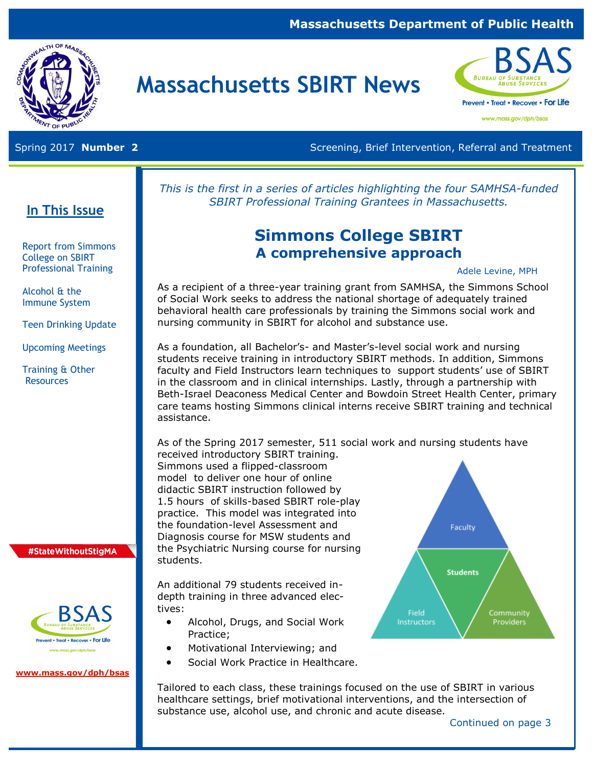Massachusetts Department of Public Health

# Massachusetts SBIRT News

Spring 2017 **Number 2**

Screening, Brief Intervention, Referral and Treatment

## In This Issue

- Report from Simmons College on SBIRT Professional Training
- Alcohol & the Immune System
- Teen Drinking Update
- Upcoming Meetings
- Training & Other Resources

#StateWithoutStigMA

www.mass.gov/dph/bsas

*This is the first in a series of articles highlighting the four SAMHSA-funded SBIRT Professional Training Grantees in Massachusetts.*

## Simmons College SBIRT
### A comprehensive approach

Adele Levine, MPH

As a recipient of a three-year training grant from SAMHSA, the Simmons School of Social Work seeks to address the national shortage of adequately trained behavioral health care professionals by training the Simmons social work and nursing community in SBIRT for alcohol and substance use.

As a foundation, all Bachelor's- and Master's-level social work and nursing students receive training in introductory SBIRT methods. In addition, Simmons faculty and Field Instructors learn techniques to support students' use of SBIRT in the classroom and in clinical internships. Lastly, through a partnership with Beth-Israel Deaconess Medical Center and Bowdoin Street Health Center, primary care teams hosting Simmons clinical interns receive SBIRT training and technical assistance.

As of the Spring 2017 semester, 511 social work and nursing students have received introductory SBIRT training. Simmons used a flipped-classroom model to deliver one hour of online didactic SBIRT instruction followed by 1.5 hours of skills-based SBIRT role-play practice. This model was integrated into the foundation-level Assessment and Diagnosis course for MSW students and the Psychiatric Nursing course for nursing students.

Faculty / Students / Field Instructors / Community Providers

An additional 79 students received in-depth training in three advanced electives:

- Alcohol, Drugs, and Social Work Practice;
- Motivational Interviewing; and
- Social Work Practice in Healthcare.

Tailored to each class, these trainings focused on the use of SBIRT in various healthcare settings, brief motivational interventions, and the intersection of substance use, alcohol use, and chronic and acute disease.

Continued on page 3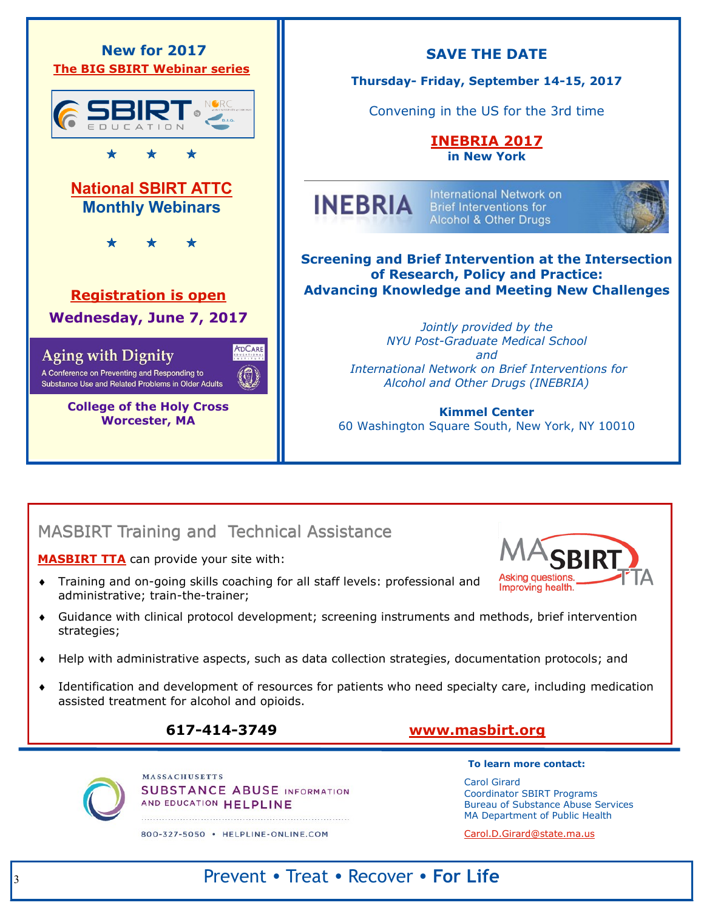**New for 2017**

**The BIG SBIRT Webinar series**

SBIRT EDUCATION

★ ★ ★

**National SBIRT ATTC**
**Monthly Webinars**

★ ★ ★

**Registration is open**

**Wednesday, June 7, 2017**

**Aging with Dignity**

A Conference on Preventing and Responding to Substance Use and Related Problems in Older Adults

**College of the Holy Cross**
**Worcester, MA**

## SAVE THE DATE

**Thursday- Friday, September 14-15, 2017**

Convening in the US for the 3rd time

**INEBRIA 2017**
**in New York**

INEBRIA International Network on Brief Interventions for Alcohol & Other Drugs

**Screening and Brief Intervention at the Intersection of Research, Policy and Practice: Advancing Knowledge and Meeting New Challenges**

*Jointly provided by the*
*NYU Post-Graduate Medical School*
*and*
*International Network on Brief Interventions for Alcohol and Other Drugs (INEBRIA)*

**Kimmel Center**
60 Washington Square South, New York, NY 10010

## MASBIRT Training and Technical Assistance

MASBIRT TTA — Asking questions. Improving health.

**MASBIRT TTA** can provide your site with:

- Training and on-going skills coaching for all staff levels: professional and administrative; train-the-trainer;
- Guidance with clinical protocol development; screening instruments and methods, brief intervention strategies;
- Help with administrative aspects, such as data collection strategies, documentation protocols; and
- Identification and development of resources for patients who need specialty care, including medication assisted treatment for alcohol and opioids.

**617-414-3749** **www.masbirt.org**

MASSACHUSETTS SUBSTANCE ABUSE INFORMATION AND EDUCATION HELPLINE

800-327-5050 • HELPLINE-ONLINE.COM

**To learn more contact:**

Carol Girard
Coordinator SBIRT Programs
Bureau of Substance Abuse Services
MA Department of Public Health

Carol.D.Girard@state.ma.us

Prevent • Treat • Recover • **For Life**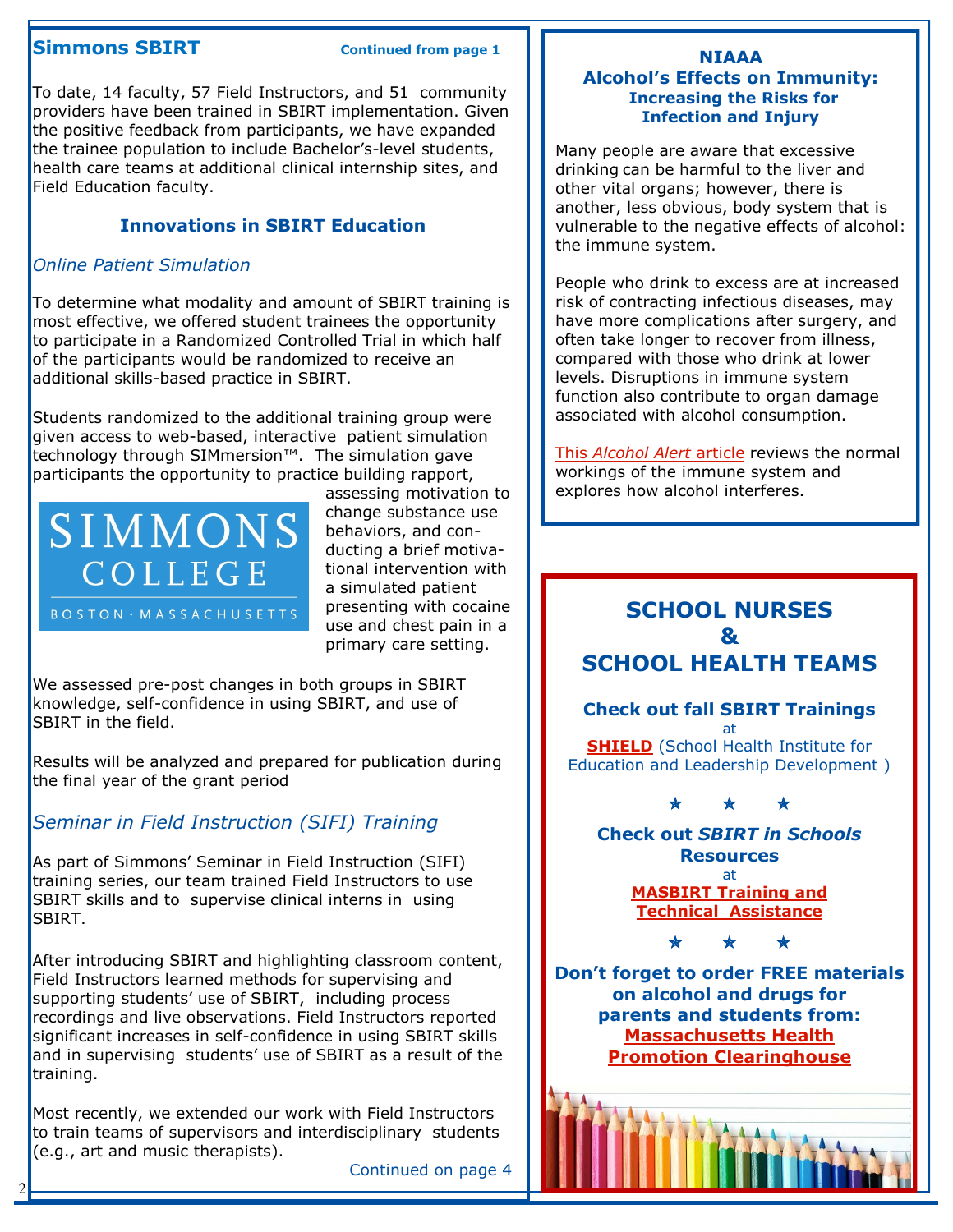## Simmons SBIRT

Continued from page 1

To date, 14 faculty, 57 Field Instructors, and 51 community providers have been trained in SBIRT implementation. Given the positive feedback from participants, we have expanded the trainee population to include Bachelor's-level students, health care teams at additional clinical internship sites, and Field Education faculty.

### Innovations in SBIRT Education

*Online Patient Simulation*

To determine what modality and amount of SBIRT training is most effective, we offered student trainees the opportunity to participate in a Randomized Controlled Trial in which half of the participants would be randomized to receive an additional skills-based practice in SBIRT.

Students randomized to the additional training group were given access to web-based, interactive patient simulation technology through SIMmersion™. The simulation gave participants the opportunity to practice building rapport, assessing motivation to change substance use behaviors, and conducting a brief motivational intervention with a simulated patient presenting with cocaine use and chest pain in a primary care setting.

SIMMONS COLLEGE
BOSTON · MASSACHUSETTS

We assessed pre-post changes in both groups in SBIRT knowledge, self-confidence in using SBIRT, and use of SBIRT in the field.

Results will be analyzed and prepared for publication during the final year of the grant period

*Seminar in Field Instruction (SIFI) Training*

As part of Simmons' Seminar in Field Instruction (SIFI) training series, our team trained Field Instructors to use SBIRT skills and to supervise clinical interns in using SBIRT.

After introducing SBIRT and highlighting classroom content, Field Instructors learned methods for supervising and supporting students' use of SBIRT, including process recordings and live observations. Field Instructors reported significant increases in self-confidence in using SBIRT skills and in supervising students' use of SBIRT as a result of the training.

Most recently, we extended our work with Field Instructors to train teams of supervisors and interdisciplinary students (e.g., art and music therapists).

Continued on page 4

## NIAAA Alcohol's Effects on Immunity:
### Increasing the Risks for Infection and Injury

Many people are aware that excessive drinking can be harmful to the liver and other vital organs; however, there is another, less obvious, body system that is vulnerable to the negative effects of alcohol: the immune system.

People who drink to excess are at increased risk of contracting infectious diseases, may have more complications after surgery, and often take longer to recover from illness, compared with those who drink at lower levels. Disruptions in immune system function also contribute to organ damage associated with alcohol consumption.

This *Alcohol Alert* article reviews the normal workings of the immune system and explores how alcohol interferes.

## SCHOOL NURSES & SCHOOL HEALTH TEAMS

**Check out fall SBIRT Trainings** at **SHIELD** (School Health Institute for Education and Leadership Development )

★ ★ ★

**Check out *SBIRT in Schools* Resources** at **MASBIRT Training and Technical Assistance**

★ ★ ★

**Don't forget to order FREE materials on alcohol and drugs for parents and students from: Massachusetts Health Promotion Clearinghouse**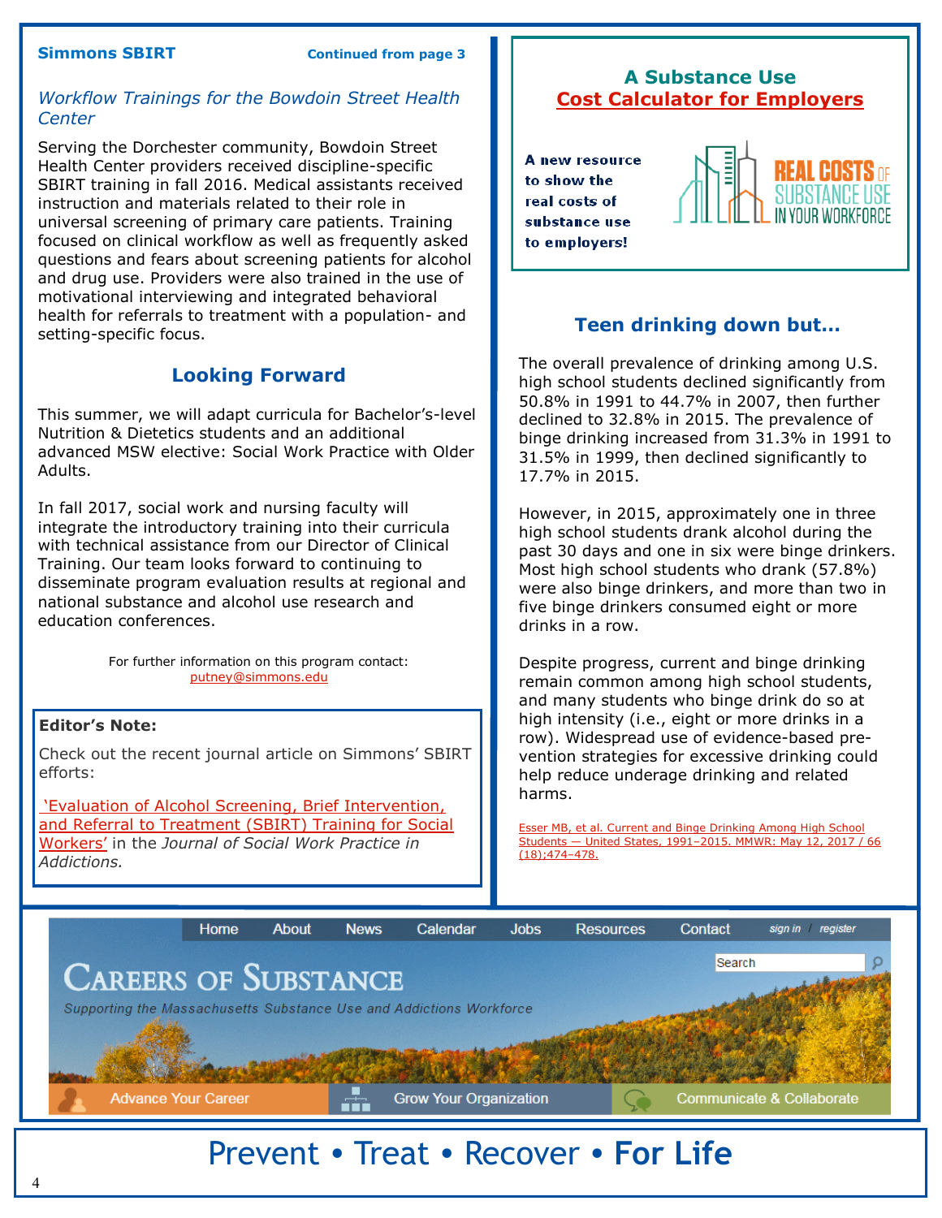**Simmons SBIRT** **Continued from page 3**

### *Workflow Trainings for the Bowdoin Street Health Center*

Serving the Dorchester community, Bowdoin Street Health Center providers received discipline-specific SBIRT training in fall 2016. Medical assistants received instruction and materials related to their role in universal screening of primary care patients. Training focused on clinical workflow as well as frequently asked questions and fears about screening patients for alcohol and drug use. Providers were also trained in the use of motivational interviewing and integrated behavioral health for referrals to treatment with a population- and setting-specific focus.

## Looking Forward

This summer, we will adapt curricula for Bachelor's-level Nutrition & Dietetics students and an additional advanced MSW elective: Social Work Practice with Older Adults.

In fall 2017, social work and nursing faculty will integrate the introductory training into their curricula with technical assistance from our Director of Clinical Training. Our team looks forward to continuing to disseminate program evaluation results at regional and national substance and alcohol use research and education conferences.

For further information on this program contact: putney@simmons.edu

**Editor's Note:**

Check out the recent journal article on Simmons' SBIRT efforts:

'Evaluation of Alcohol Screening, Brief Intervention, and Referral to Treatment (SBIRT) Training for Social Workers' in the *Journal of Social Work Practice in Addictions.*

## A Substance Use Cost Calculator for Employers

A new resource to show the real costs of substance use to employers!

REAL COSTS OF SUBSTANCE USE IN YOUR WORKFORCE

## Teen drinking down but…

The overall prevalence of drinking among U.S. high school students declined significantly from 50.8% in 1991 to 44.7% in 2007, then further declined to 32.8% in 2015. The prevalence of binge drinking increased from 31.3% in 1991 to 31.5% in 1999, then declined significantly to 17.7% in 2015.

However, in 2015, approximately one in three high school students drank alcohol during the past 30 days and one in six were binge drinkers. Most high school students who drank (57.8%) were also binge drinkers, and more than two in five binge drinkers consumed eight or more drinks in a row.

Despite progress, current and binge drinking remain common among high school students, and many students who binge drink do so at high intensity (i.e., eight or more drinks in a row). Widespread use of evidence-based prevention strategies for excessive drinking could help reduce underage drinking and related harms.

Esser MB, et al. Current and Binge Drinking Among High School Students — United States, 1991–2015. MMWR: May 12, 2017 / 66 (18);474–478.

Home About News Calendar Jobs Resources Contact sign in / register

Search

**CAREERS OF SUBSTANCE**

*Supporting the Massachusetts Substance Use and Addictions Workforce*

Advance Your Career | Grow Your Organization | Communicate & Collaborate

Prevent • Treat • Recover • **For Life**